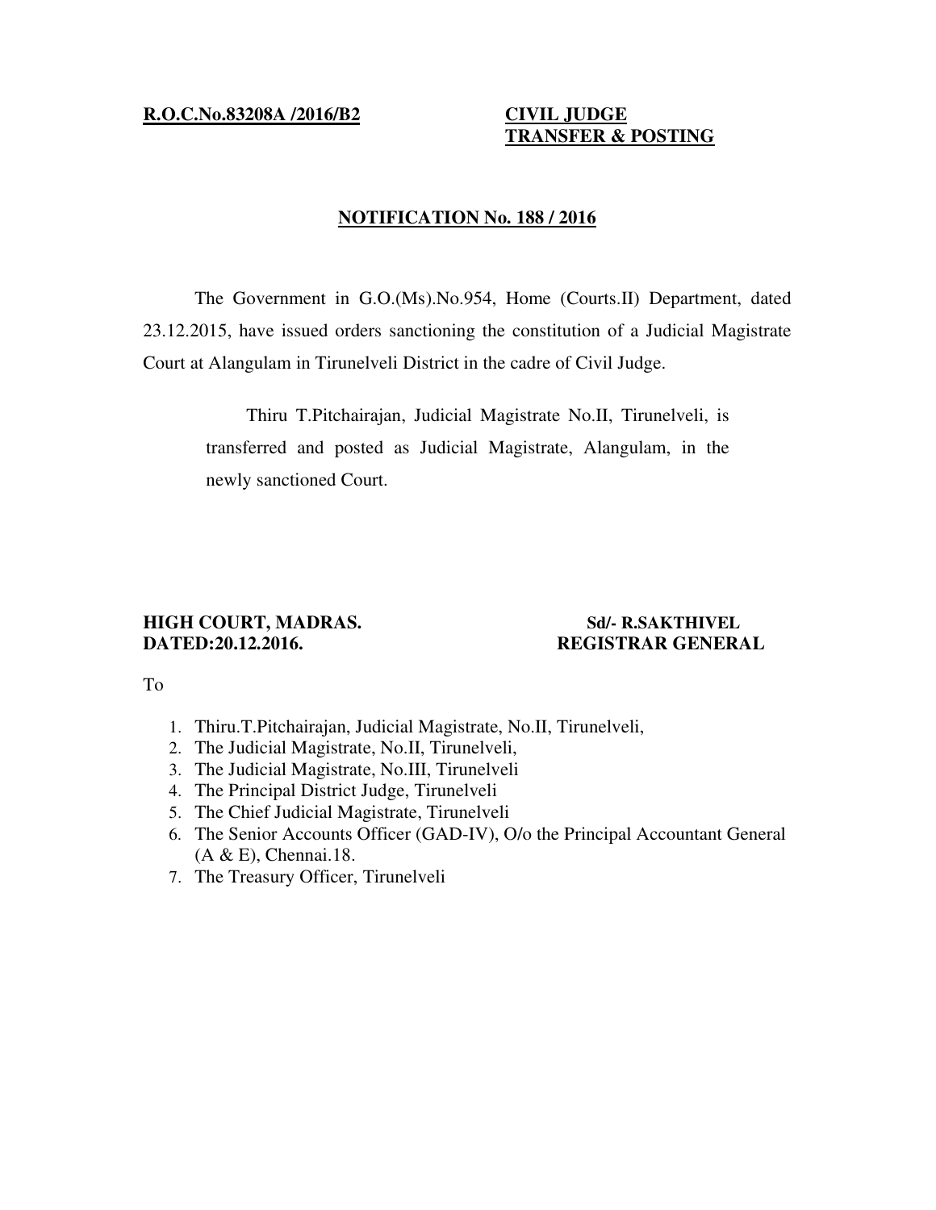**R.O.C.No.83208A /2016/B2**

**CIVIL JUDGE**
**TRANSFER & POSTING**

## NOTIFICATION No. 188 / 2016

The Government in G.O.(Ms).No.954, Home (Courts.II) Department, dated 23.12.2015, have issued orders sanctioning the constitution of a Judicial Magistrate Court at Alangulam in Tirunelveli District in the cadre of Civil Judge.

Thiru T.Pitchairajan, Judicial Magistrate No.II, Tirunelveli, is transferred and posted as Judicial Magistrate, Alangulam, in the newly sanctioned Court.

**HIGH COURT, MADRAS.**
**DATED:20.12.2016.**

**Sd/- R.SAKTHIVEL**
**REGISTRAR GENERAL**

To

1. Thiru.T.Pitchairajan, Judicial Magistrate, No.II, Tirunelveli,
2. The Judicial Magistrate, No.II, Tirunelveli,
3. The Judicial Magistrate, No.III, Tirunelveli
4. The Principal District Judge, Tirunelveli
5. The Chief Judicial Magistrate, Tirunelveli
6. The Senior Accounts Officer (GAD-IV), O/o the Principal Accountant General (A & E), Chennai.18.
7. The Treasury Officer, Tirunelveli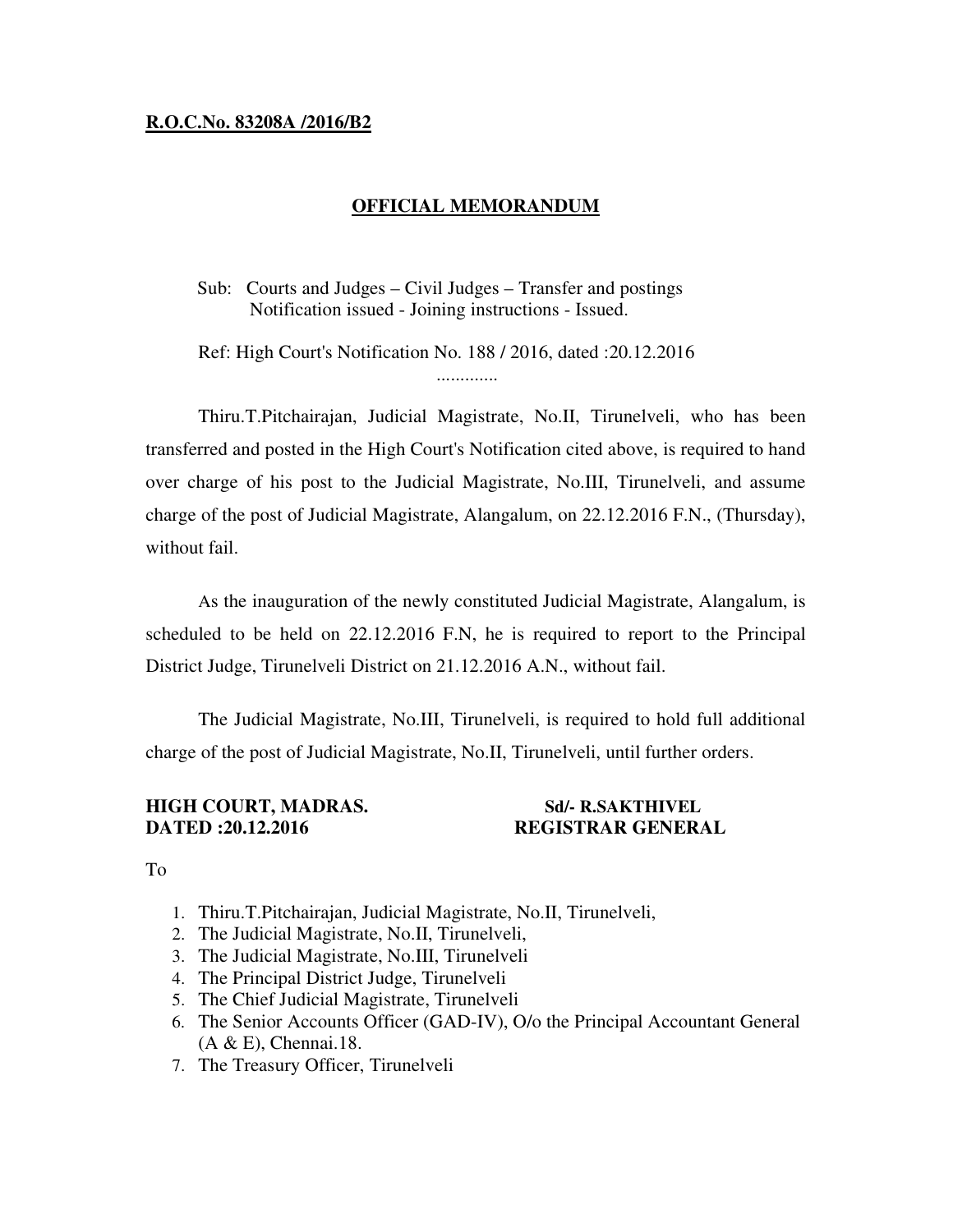**R.O.C.No. 83208A /2016/B2**

## OFFICIAL MEMORANDUM

Sub: Courts and Judges – Civil Judges – Transfer and postings Notification issued - Joining instructions - Issued.

Ref: High Court's Notification No. 188 / 2016, dated :20.12.2016

.............

Thiru.T.Pitchairajan, Judicial Magistrate, No.II, Tirunelveli, who has been transferred and posted in the High Court's Notification cited above, is required to hand over charge of his post to the Judicial Magistrate, No.III, Tirunelveli, and assume charge of the post of Judicial Magistrate, Alangalum, on 22.12.2016 F.N., (Thursday), without fail.

As the inauguration of the newly constituted Judicial Magistrate, Alangalum, is scheduled to be held on 22.12.2016 F.N, he is required to report to the Principal District Judge, Tirunelveli District on 21.12.2016 A.N., without fail.

The Judicial Magistrate, No.III, Tirunelveli, is required to hold full additional charge of the post of Judicial Magistrate, No.II, Tirunelveli, until further orders.

**HIGH COURT, MADRAS.** **Sd/- R.SAKTHIVEL**
**DATED :20.12.2016** **REGISTRAR GENERAL**

To

1. Thiru.T.Pitchairajan, Judicial Magistrate, No.II, Tirunelveli,
2. The Judicial Magistrate, No.II, Tirunelveli,
3. The Judicial Magistrate, No.III, Tirunelveli
4. The Principal District Judge, Tirunelveli
5. The Chief Judicial Magistrate, Tirunelveli
6. The Senior Accounts Officer (GAD-IV), O/o the Principal Accountant General (A & E), Chennai.18.
7. The Treasury Officer, Tirunelveli